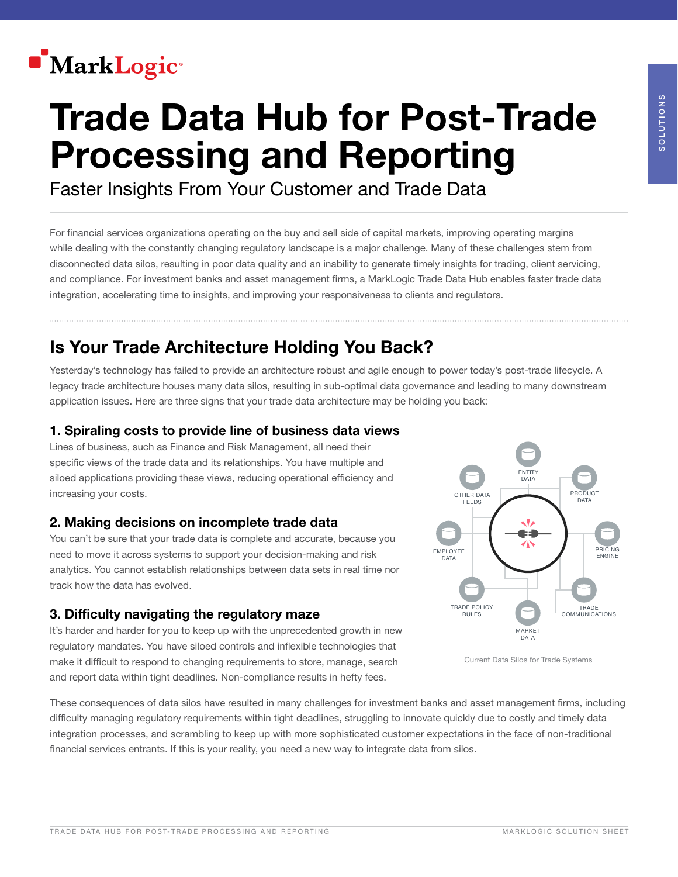# Trade Data Hub for Post-Trade Processing and Reporting

## Faster Insights From Your Customer and Trade Data

For financial services organizations operating on the buy and sell side of capital markets, improving operating margins while dealing with the constantly changing regulatory landscape is a major challenge. Many of these challenges stem from disconnected data silos, resulting in poor data quality and an inability to generate timely insights for trading, client servicing, and compliance. For investment banks and asset management firms, a MarkLogic Trade Data Hub enables faster trade data integration, accelerating time to insights, and improving your responsiveness to clients and regulators.

## Is Your Trade Architecture Holding You Back?

Yesterday's technology has failed to provide an architecture robust and agile enough to power today's post-trade lifecycle. A legacy trade architecture houses many data silos, resulting in sub-optimal data governance and leading to many downstream application issues. Here are three signs that your trade data architecture may be holding you back:

### 1. Spiraling costs to provide line of business data views

Lines of business, such as Finance and Risk Management, all need their specific views of the trade data and its relationships. You have multiple and siloed applications providing these views, reducing operational efficiency and increasing your costs.

### 2. Making decisions on incomplete trade data

You can't be sure that your trade data is complete and accurate, because you need to move it across systems to support your decision-making and risk analytics. You cannot establish relationships between data sets in real time nor track how the data has evolved.

### 3. Difficulty navigating the regulatory maze

It's harder and harder for you to keep up with the unprecedented growth in new regulatory mandates. You have siloed controls and inflexible technologies that make it difficult to respond to changing requirements to store, manage, search and report data within tight deadlines. Non-compliance results in hefty fees.

ENTITY DATA, PRODUCT DATA, PRICING ENGINE, TRADE COMMUNICATIONS, MARKET DATA, TRADE POLICY RULES, EMPLOYEE DATA, OTHER DATA FEEDS

Current Data Silos for Trade Systems

These consequences of data silos have resulted in many challenges for investment banks and asset management firms, including difficulty managing regulatory requirements within tight deadlines, struggling to innovate quickly due to costly and timely data integration processes, and scrambling to keep up with more sophisticated customer expectations in the face of non-traditional financial services entrants. If this is your reality, you need a new way to integrate data from silos.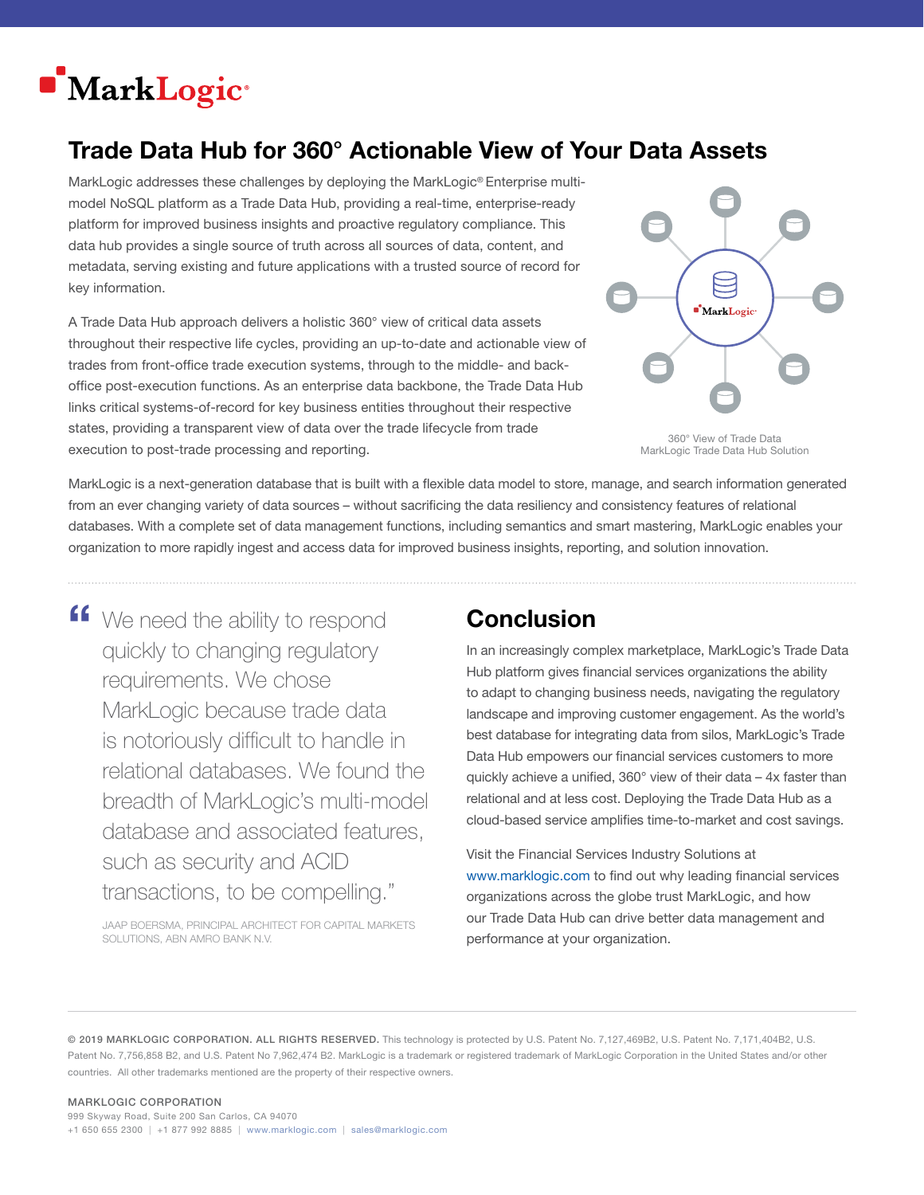## Trade Data Hub for 360° Actionable View of Your Data Assets

MarkLogic addresses these challenges by deploying the MarkLogic® Enterprise multi-model NoSQL platform as a Trade Data Hub, providing a real-time, enterprise-ready platform for improved business insights and proactive regulatory compliance. This data hub provides a single source of truth across all sources of data, content, and metadata, serving existing and future applications with a trusted source of record for key information.

A Trade Data Hub approach delivers a holistic 360° view of critical data assets throughout their respective life cycles, providing an up-to-date and actionable view of trades from front-office trade execution systems, through to the middle- and back-office post-execution functions. As an enterprise data backbone, the Trade Data Hub links critical systems-of-record for key business entities throughout their respective states, providing a transparent view of data over the trade lifecycle from trade execution to post-trade processing and reporting.

MarkLogic

360° View of Trade Data
MarkLogic Trade Data Hub Solution

MarkLogic is a next-generation database that is built with a flexible data model to store, manage, and search information generated from an ever changing variety of data sources – without sacrificing the data resiliency and consistency features of relational databases. With a complete set of data management functions, including semantics and smart mastering, MarkLogic enables your organization to more rapidly ingest and access data for improved business insights, reporting, and solution innovation.

> "We need the ability to respond quickly to changing regulatory requirements. We chose MarkLogic because trade data is notoriously difficult to handle in relational databases. We found the breadth of MarkLogic's multi-model database and associated features, such as security and ACID transactions, to be compelling."
>
> JAAP BOERSMA, PRINCIPAL ARCHITECT FOR CAPITAL MARKETS SOLUTIONS, ABN AMRO BANK N.V.

## Conclusion

In an increasingly complex marketplace, MarkLogic's Trade Data Hub platform gives financial services organizations the ability to adapt to changing business needs, navigating the regulatory landscape and improving customer engagement. As the world's best database for integrating data from silos, MarkLogic's Trade Data Hub empowers our financial services customers to more quickly achieve a unified, 360° view of their data – 4x faster than relational and at less cost. Deploying the Trade Data Hub as a cloud-based service amplifies time-to-market and cost savings.

Visit the Financial Services Industry Solutions at www.marklogic.com to find out why leading financial services organizations across the globe trust MarkLogic, and how our Trade Data Hub can drive better data management and performance at your organization.

**© 2019 MARKLOGIC CORPORATION. ALL RIGHTS RESERVED.** This technology is protected by U.S. Patent No. 7,127,469B2, U.S. Patent No. 7,171,404B2, U.S. Patent No. 7,756,858 B2, and U.S. Patent No 7,962,474 B2. MarkLogic is a trademark or registered trademark of MarkLogic Corporation in the United States and/or other countries. All other trademarks mentioned are the property of their respective owners.

MARKLOGIC CORPORATION
999 Skyway Road, Suite 200 San Carlos, CA 94070
+1 650 655 2300 | +1 877 992 8885 | www.marklogic.com | sales@marklogic.com